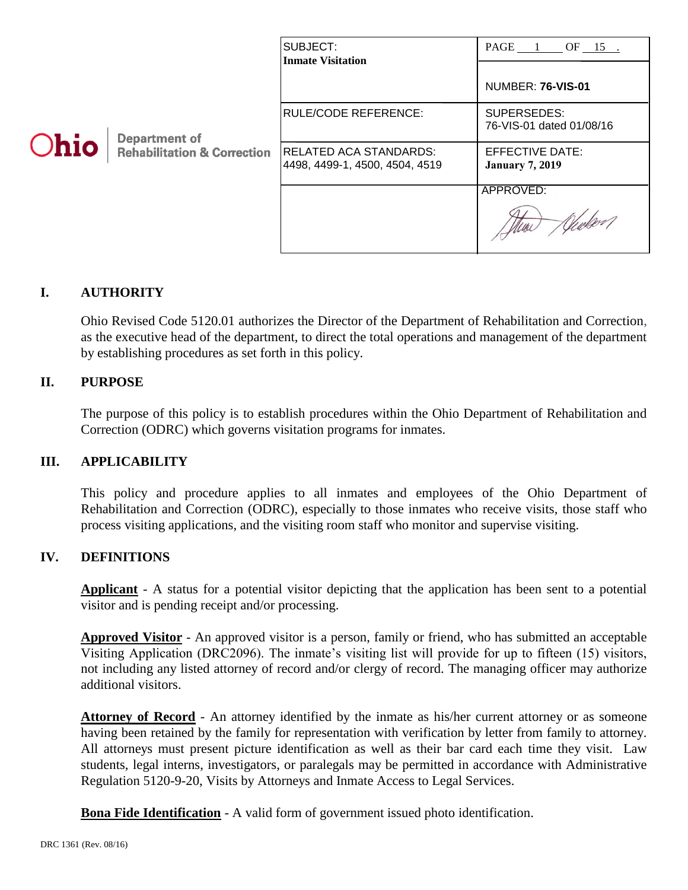Ohio | Department of Rehabilitation & Correction

| SUBJECT: **Inmate Visitation** | NUMBER: **76-VIS-01** |
|---|---|
| RULE/CODE REFERENCE: | SUPERSEDES: 76-VIS-01 dated 01/08/16 |
| RELATED ACA STANDARDS: 4498, 4499-1, 4500, 4504, 4519 | EFFECTIVE DATE: **January 7, 2019** |
| | APPROVED: |

## I. AUTHORITY

Ohio Revised Code 5120.01 authorizes the Director of the Department of Rehabilitation and Correction, as the executive head of the department, to direct the total operations and management of the department by establishing procedures as set forth in this policy.

## II. PURPOSE

The purpose of this policy is to establish procedures within the Ohio Department of Rehabilitation and Correction (ODRC) which governs visitation programs for inmates.

## III. APPLICABILITY

This policy and procedure applies to all inmates and employees of the Ohio Department of Rehabilitation and Correction (ODRC), especially to those inmates who receive visits, those staff who process visiting applications, and the visiting room staff who monitor and supervise visiting.

## IV. DEFINITIONS

**Applicant** - A status for a potential visitor depicting that the application has been sent to a potential visitor and is pending receipt and/or processing.

**Approved Visitor** - An approved visitor is a person, family or friend, who has submitted an acceptable Visiting Application (DRC2096). The inmate's visiting list will provide for up to fifteen (15) visitors, not including any listed attorney of record and/or clergy of record. The managing officer may authorize additional visitors.

**Attorney of Record** - An attorney identified by the inmate as his/her current attorney or as someone having been retained by the family for representation with verification by letter from family to attorney. All attorneys must present picture identification as well as their bar card each time they visit. Law students, legal interns, investigators, or paralegals may be permitted in accordance with Administrative Regulation 5120-9-20, Visits by Attorneys and Inmate Access to Legal Services.

**Bona Fide Identification** - A valid form of government issued photo identification.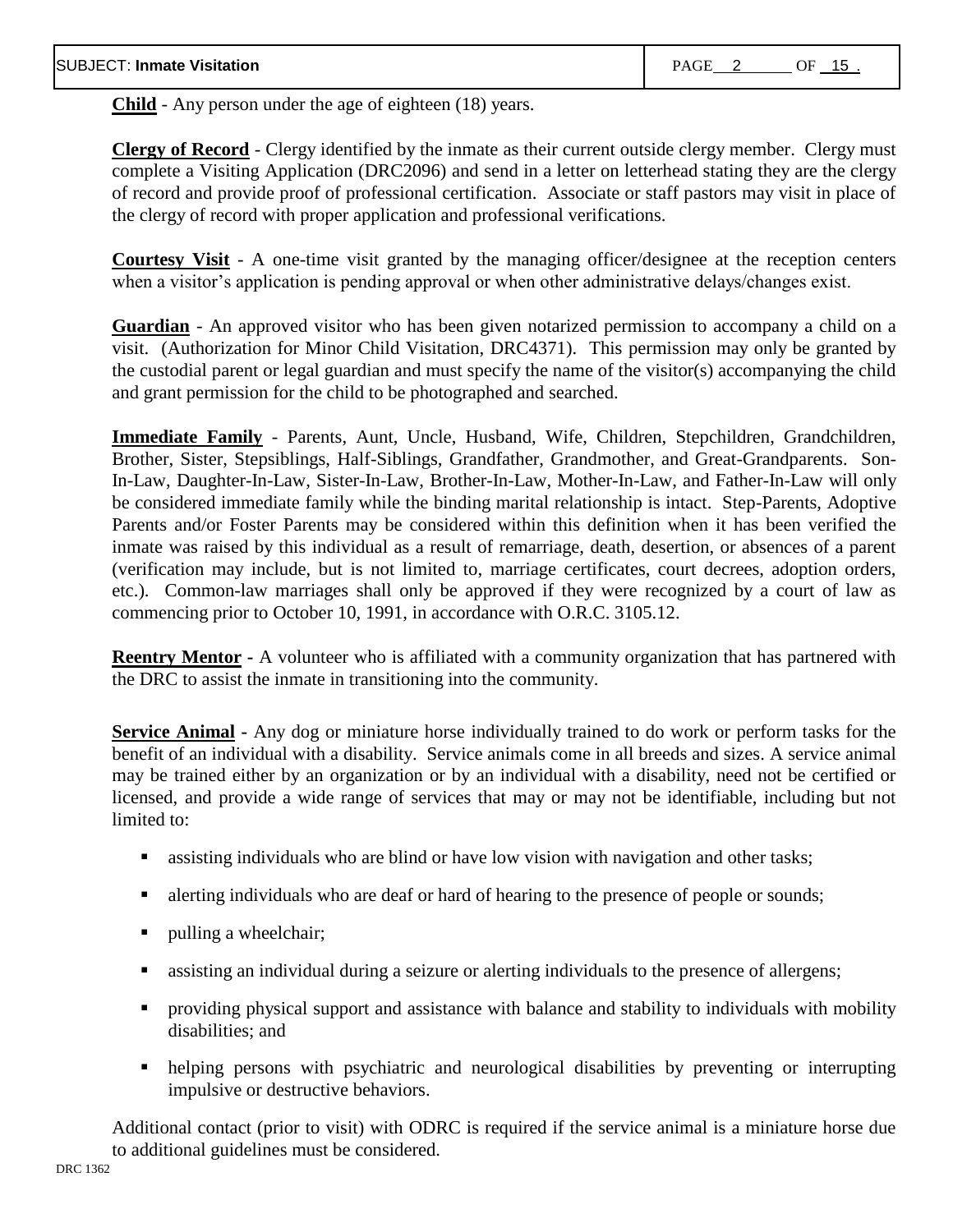**Child** - Any person under the age of eighteen (18) years.

**Clergy of Record** - Clergy identified by the inmate as their current outside clergy member. Clergy must complete a Visiting Application (DRC2096) and send in a letter on letterhead stating they are the clergy of record and provide proof of professional certification. Associate or staff pastors may visit in place of the clergy of record with proper application and professional verifications.

**Courtesy Visit** - A one-time visit granted by the managing officer/designee at the reception centers when a visitor's application is pending approval or when other administrative delays/changes exist.

**Guardian** - An approved visitor who has been given notarized permission to accompany a child on a visit. (Authorization for Minor Child Visitation, DRC4371). This permission may only be granted by the custodial parent or legal guardian and must specify the name of the visitor(s) accompanying the child and grant permission for the child to be photographed and searched.

**Immediate Family** - Parents, Aunt, Uncle, Husband, Wife, Children, Stepchildren, Grandchildren, Brother, Sister, Stepsiblings, Half-Siblings, Grandfather, Grandmother, and Great-Grandparents. Son-In-Law, Daughter-In-Law, Sister-In-Law, Brother-In-Law, Mother-In-Law, and Father-In-Law will only be considered immediate family while the binding marital relationship is intact. Step-Parents, Adoptive Parents and/or Foster Parents may be considered within this definition when it has been verified the inmate was raised by this individual as a result of remarriage, death, desertion, or absences of a parent (verification may include, but is not limited to, marriage certificates, court decrees, adoption orders, etc.). Common-law marriages shall only be approved if they were recognized by a court of law as commencing prior to October 10, 1991, in accordance with O.R.C. 3105.12.

**Reentry Mentor** - A volunteer who is affiliated with a community organization that has partnered with the DRC to assist the inmate in transitioning into the community.

**Service Animal** - Any dog or miniature horse individually trained to do work or perform tasks for the benefit of an individual with a disability. Service animals come in all breeds and sizes. A service animal may be trained either by an organization or by an individual with a disability, need not be certified or licensed, and provide a wide range of services that may or may not be identifiable, including but not limited to:

- assisting individuals who are blind or have low vision with navigation and other tasks;
- alerting individuals who are deaf or hard of hearing to the presence of people or sounds;
- pulling a wheelchair;
- assisting an individual during a seizure or alerting individuals to the presence of allergens;
- providing physical support and assistance with balance and stability to individuals with mobility disabilities; and
- helping persons with psychiatric and neurological disabilities by preventing or interrupting impulsive or destructive behaviors.

Additional contact (prior to visit) with ODRC is required if the service animal is a miniature horse due to additional guidelines must be considered.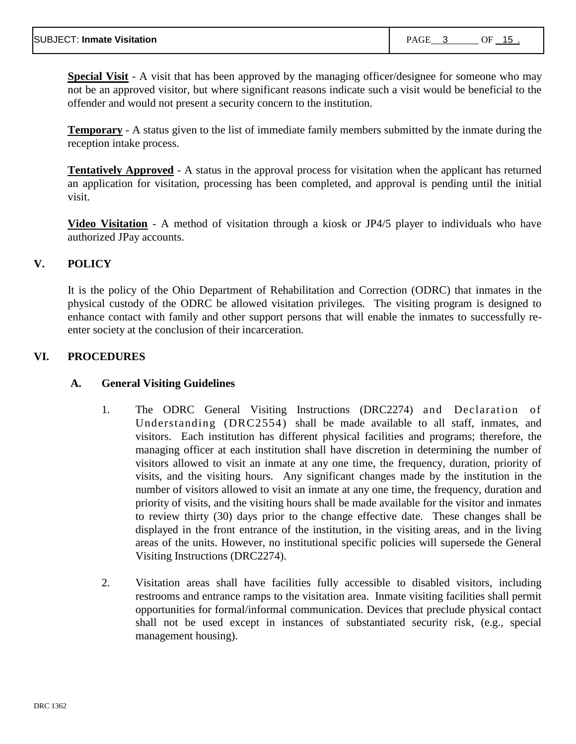**Special Visit** - A visit that has been approved by the managing officer/designee for someone who may not be an approved visitor, but where significant reasons indicate such a visit would be beneficial to the offender and would not present a security concern to the institution.

**Temporary** - A status given to the list of immediate family members submitted by the inmate during the reception intake process.

**Tentatively Approved** - A status in the approval process for visitation when the applicant has returned an application for visitation, processing has been completed, and approval is pending until the initial visit.

**Video Visitation** - A method of visitation through a kiosk or JP4/5 player to individuals who have authorized JPay accounts.

## V. POLICY

It is the policy of the Ohio Department of Rehabilitation and Correction (ODRC) that inmates in the physical custody of the ODRC be allowed visitation privileges. The visiting program is designed to enhance contact with family and other support persons that will enable the inmates to successfully re-enter society at the conclusion of their incarceration.

## VI. PROCEDURES

### A. General Visiting Guidelines

1. The ODRC General Visiting Instructions (DRC2274) and Declaration of Understanding (DRC2554) shall be made available to all staff, inmates, and visitors. Each institution has different physical facilities and programs; therefore, the managing officer at each institution shall have discretion in determining the number of visitors allowed to visit an inmate at any one time, the frequency, duration, priority of visits, and the visiting hours. Any significant changes made by the institution in the number of visitors allowed to visit an inmate at any one time, the frequency, duration and priority of visits, and the visiting hours shall be made available for the visitor and inmates to review thirty (30) days prior to the change effective date. These changes shall be displayed in the front entrance of the institution, in the visiting areas, and in the living areas of the units. However, no institutional specific policies will supersede the General Visiting Instructions (DRC2274).

2. Visitation areas shall have facilities fully accessible to disabled visitors, including restrooms and entrance ramps to the visitation area. Inmate visiting facilities shall permit opportunities for formal/informal communication. Devices that preclude physical contact shall not be used except in instances of substantiated security risk, (e.g., special management housing).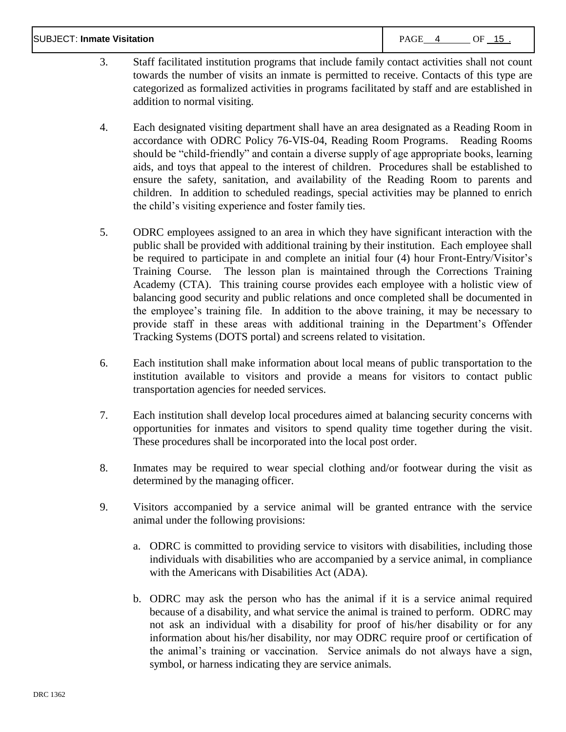3. Staff facilitated institution programs that include family contact activities shall not count towards the number of visits an inmate is permitted to receive. Contacts of this type are categorized as formalized activities in programs facilitated by staff and are established in addition to normal visiting.

4. Each designated visiting department shall have an area designated as a Reading Room in accordance with ODRC Policy 76-VIS-04, Reading Room Programs. Reading Rooms should be "child-friendly" and contain a diverse supply of age appropriate books, learning aids, and toys that appeal to the interest of children. Procedures shall be established to ensure the safety, sanitation, and availability of the Reading Room to parents and children. In addition to scheduled readings, special activities may be planned to enrich the child's visiting experience and foster family ties.

5. ODRC employees assigned to an area in which they have significant interaction with the public shall be provided with additional training by their institution. Each employee shall be required to participate in and complete an initial four (4) hour Front-Entry/Visitor's Training Course. The lesson plan is maintained through the Corrections Training Academy (CTA). This training course provides each employee with a holistic view of balancing good security and public relations and once completed shall be documented in the employee's training file. In addition to the above training, it may be necessary to provide staff in these areas with additional training in the Department's Offender Tracking Systems (DOTS portal) and screens related to visitation.

6. Each institution shall make information about local means of public transportation to the institution available to visitors and provide a means for visitors to contact public transportation agencies for needed services.

7. Each institution shall develop local procedures aimed at balancing security concerns with opportunities for inmates and visitors to spend quality time together during the visit. These procedures shall be incorporated into the local post order.

8. Inmates may be required to wear special clothing and/or footwear during the visit as determined by the managing officer.

9. Visitors accompanied by a service animal will be granted entrance with the service animal under the following provisions:

   a. ODRC is committed to providing service to visitors with disabilities, including those individuals with disabilities who are accompanied by a service animal, in compliance with the Americans with Disabilities Act (ADA).

   b. ODRC may ask the person who has the animal if it is a service animal required because of a disability, and what service the animal is trained to perform. ODRC may not ask an individual with a disability for proof of his/her disability or for any information about his/her disability, nor may ODRC require proof or certification of the animal's training or vaccination. Service animals do not always have a sign, symbol, or harness indicating they are service animals.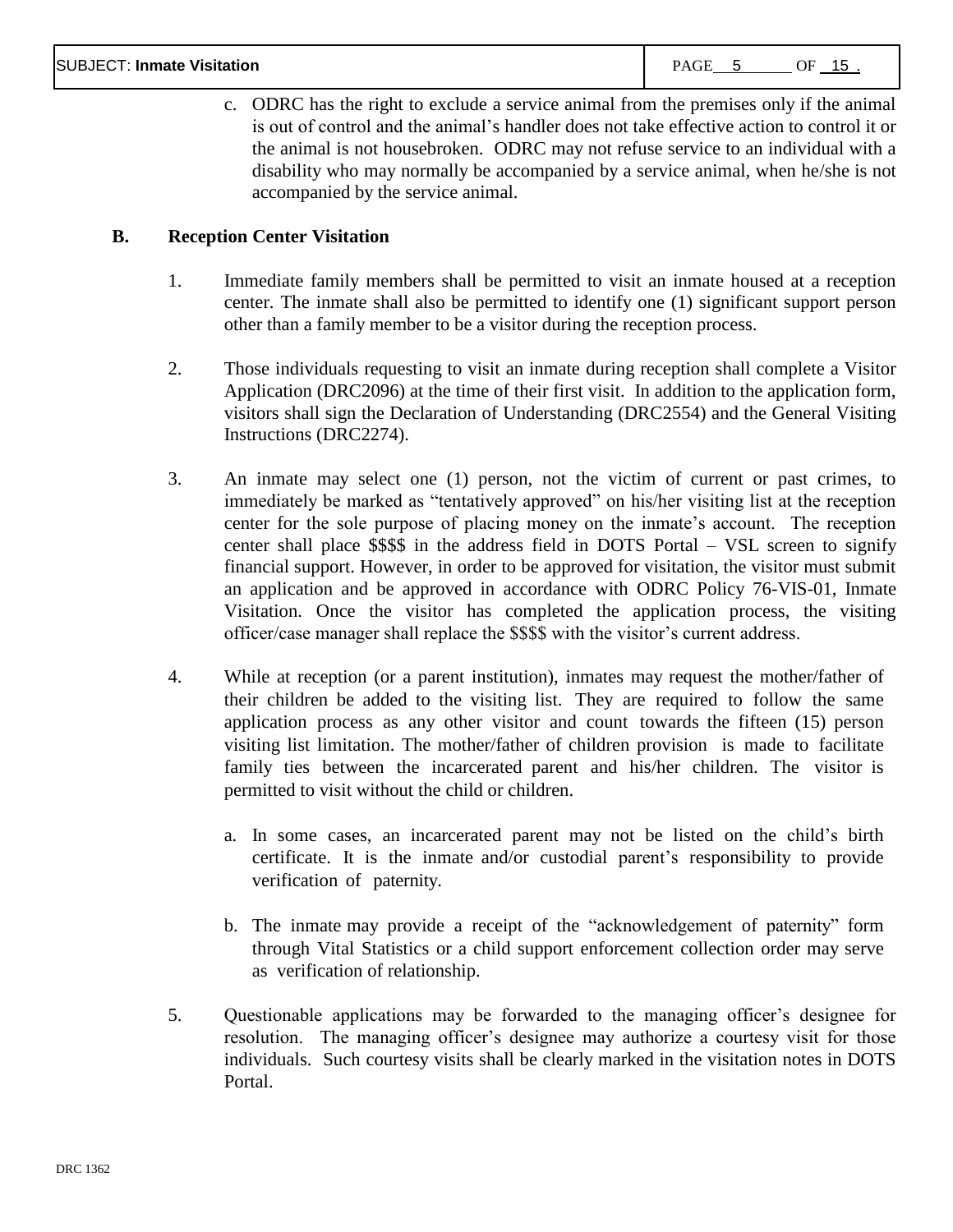c. ODRC has the right to exclude a service animal from the premises only if the animal is out of control and the animal's handler does not take effective action to control it or the animal is not housebroken. ODRC may not refuse service to an individual with a disability who may normally be accompanied by a service animal, when he/she is not accompanied by the service animal.

**B. Reception Center Visitation**

1. Immediate family members shall be permitted to visit an inmate housed at a reception center. The inmate shall also be permitted to identify one (1) significant support person other than a family member to be a visitor during the reception process.

2. Those individuals requesting to visit an inmate during reception shall complete a Visitor Application (DRC2096) at the time of their first visit. In addition to the application form, visitors shall sign the Declaration of Understanding (DRC2554) and the General Visiting Instructions (DRC2274).

3. An inmate may select one (1) person, not the victim of current or past crimes, to immediately be marked as "tentatively approved" on his/her visiting list at the reception center for the sole purpose of placing money on the inmate's account. The reception center shall place $$$$ in the address field in DOTS Portal – VSL screen to signify financial support. However, in order to be approved for visitation, the visitor must submit an application and be approved in accordance with ODRC Policy 76-VIS-01, Inmate Visitation. Once the visitor has completed the application process, the visiting officer/case manager shall replace the $$$$ with the visitor's current address.

4. While at reception (or a parent institution), inmates may request the mother/father of their children be added to the visiting list. They are required to follow the same application process as any other visitor and count towards the fifteen (15) person visiting list limitation. The mother/father of children provision is made to facilitate family ties between the incarcerated parent and his/her children. The visitor is permitted to visit without the child or children.

   a. In some cases, an incarcerated parent may not be listed on the child's birth certificate. It is the inmate and/or custodial parent's responsibility to provide verification of paternity.

   b. The inmate may provide a receipt of the "acknowledgement of paternity" form through Vital Statistics or a child support enforcement collection order may serve as verification of relationship.

5. Questionable applications may be forwarded to the managing officer's designee for resolution. The managing officer's designee may authorize a courtesy visit for those individuals. Such courtesy visits shall be clearly marked in the visitation notes in DOTS Portal.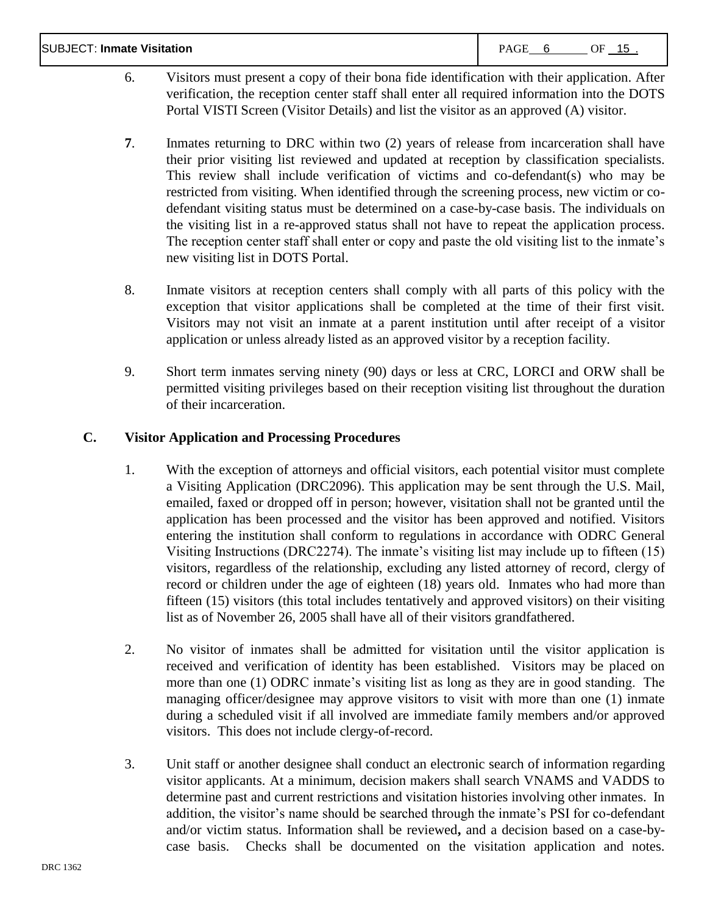6. Visitors must present a copy of their bona fide identification with their application. After verification, the reception center staff shall enter all required information into the DOTS Portal VISTI Screen (Visitor Details) and list the visitor as an approved (A) visitor.

**7**. Inmates returning to DRC within two (2) years of release from incarceration shall have their prior visiting list reviewed and updated at reception by classification specialists. This review shall include verification of victims and co-defendant(s) who may be restricted from visiting. When identified through the screening process, new victim or co-defendant visiting status must be determined on a case-by-case basis. The individuals on the visiting list in a re-approved status shall not have to repeat the application process. The reception center staff shall enter or copy and paste the old visiting list to the inmate's new visiting list in DOTS Portal.

8. Inmate visitors at reception centers shall comply with all parts of this policy with the exception that visitor applications shall be completed at the time of their first visit. Visitors may not visit an inmate at a parent institution until after receipt of a visitor application or unless already listed as an approved visitor by a reception facility.

9. Short term inmates serving ninety (90) days or less at CRC, LORCI and ORW shall be permitted visiting privileges based on their reception visiting list throughout the duration of their incarceration.

## C. Visitor Application and Processing Procedures

1. With the exception of attorneys and official visitors, each potential visitor must complete a Visiting Application (DRC2096). This application may be sent through the U.S. Mail, emailed, faxed or dropped off in person; however, visitation shall not be granted until the application has been processed and the visitor has been approved and notified. Visitors entering the institution shall conform to regulations in accordance with ODRC General Visiting Instructions (DRC2274). The inmate's visiting list may include up to fifteen (15) visitors, regardless of the relationship, excluding any listed attorney of record, clergy of record or children under the age of eighteen (18) years old. Inmates who had more than fifteen (15) visitors (this total includes tentatively and approved visitors) on their visiting list as of November 26, 2005 shall have all of their visitors grandfathered.

2. No visitor of inmates shall be admitted for visitation until the visitor application is received and verification of identity has been established. Visitors may be placed on more than one (1) ODRC inmate's visiting list as long as they are in good standing. The managing officer/designee may approve visitors to visit with more than one (1) inmate during a scheduled visit if all involved are immediate family members and/or approved visitors. This does not include clergy-of-record.

3. Unit staff or another designee shall conduct an electronic search of information regarding visitor applicants. At a minimum, decision makers shall search VNAMS and VADDS to determine past and current restrictions and visitation histories involving other inmates. In addition, the visitor's name should be searched through the inmate's PSI for co-defendant and/or victim status. Information shall be reviewed**,** and a decision based on a case-by-case basis. Checks shall be documented on the visitation application and notes.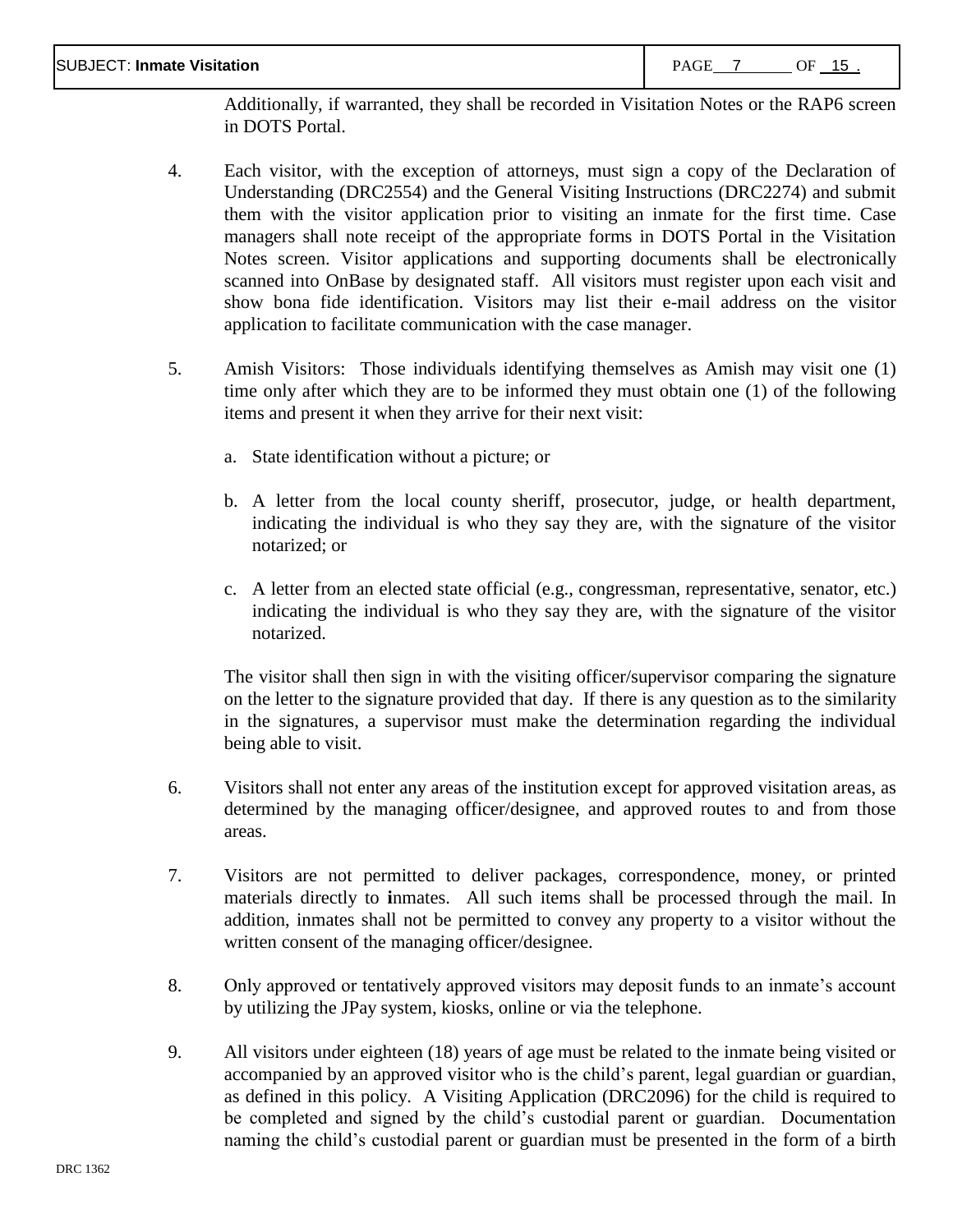Additionally, if warranted, they shall be recorded in Visitation Notes or the RAP6 screen in DOTS Portal.

4. Each visitor, with the exception of attorneys, must sign a copy of the Declaration of Understanding (DRC2554) and the General Visiting Instructions (DRC2274) and submit them with the visitor application prior to visiting an inmate for the first time. Case managers shall note receipt of the appropriate forms in DOTS Portal in the Visitation Notes screen. Visitor applications and supporting documents shall be electronically scanned into OnBase by designated staff. All visitors must register upon each visit and show bona fide identification. Visitors may list their e-mail address on the visitor application to facilitate communication with the case manager.

5. Amish Visitors: Those individuals identifying themselves as Amish may visit one (1) time only after which they are to be informed they must obtain one (1) of the following items and present it when they arrive for their next visit:

   a. State identification without a picture; or

   b. A letter from the local county sheriff, prosecutor, judge, or health department, indicating the individual is who they say they are, with the signature of the visitor notarized; or

   c. A letter from an elected state official (e.g., congressman, representative, senator, etc.) indicating the individual is who they say they are, with the signature of the visitor notarized.

   The visitor shall then sign in with the visiting officer/supervisor comparing the signature on the letter to the signature provided that day. If there is any question as to the similarity in the signatures, a supervisor must make the determination regarding the individual being able to visit.

6. Visitors shall not enter any areas of the institution except for approved visitation areas, as determined by the managing officer/designee, and approved routes to and from those areas.

7. Visitors are not permitted to deliver packages, correspondence, money, or printed materials directly to inmates. All such items shall be processed through the mail. In addition, inmates shall not be permitted to convey any property to a visitor without the written consent of the managing officer/designee.

8. Only approved or tentatively approved visitors may deposit funds to an inmate's account by utilizing the JPay system, kiosks, online or via the telephone.

9. All visitors under eighteen (18) years of age must be related to the inmate being visited or accompanied by an approved visitor who is the child's parent, legal guardian or guardian, as defined in this policy. A Visiting Application (DRC2096) for the child is required to be completed and signed by the child's custodial parent or guardian. Documentation naming the child's custodial parent or guardian must be presented in the form of a birth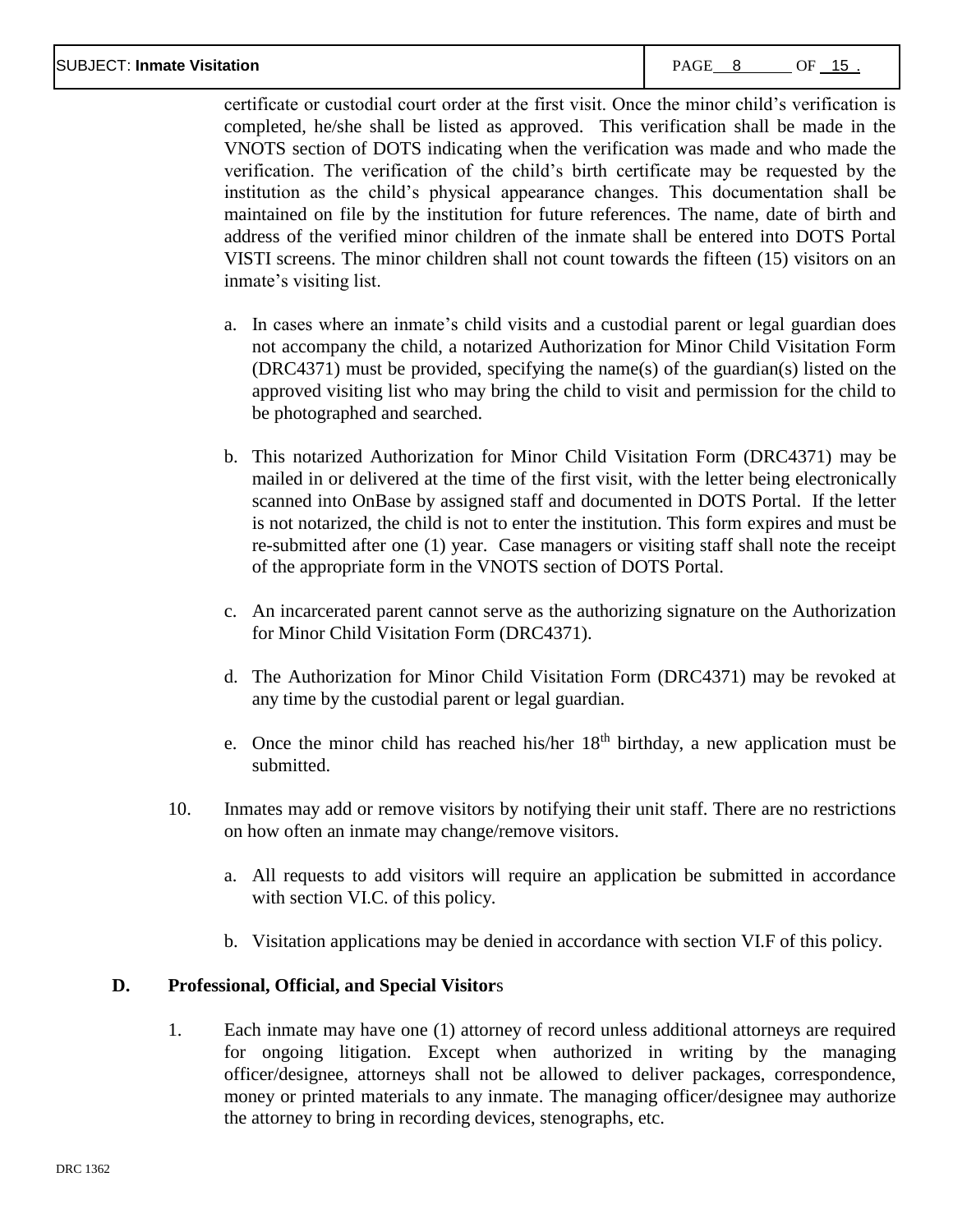certificate or custodial court order at the first visit. Once the minor child's verification is completed, he/she shall be listed as approved. This verification shall be made in the VNOTS section of DOTS indicating when the verification was made and who made the verification. The verification of the child's birth certificate may be requested by the institution as the child's physical appearance changes. This documentation shall be maintained on file by the institution for future references. The name, date of birth and address of the verified minor children of the inmate shall be entered into DOTS Portal VISTI screens. The minor children shall not count towards the fifteen (15) visitors on an inmate's visiting list.

a. In cases where an inmate's child visits and a custodial parent or legal guardian does not accompany the child, a notarized Authorization for Minor Child Visitation Form (DRC4371) must be provided, specifying the name(s) of the guardian(s) listed on the approved visiting list who may bring the child to visit and permission for the child to be photographed and searched.

b. This notarized Authorization for Minor Child Visitation Form (DRC4371) may be mailed in or delivered at the time of the first visit, with the letter being electronically scanned into OnBase by assigned staff and documented in DOTS Portal. If the letter is not notarized, the child is not to enter the institution. This form expires and must be re-submitted after one (1) year. Case managers or visiting staff shall note the receipt of the appropriate form in the VNOTS section of DOTS Portal.

c. An incarcerated parent cannot serve as the authorizing signature on the Authorization for Minor Child Visitation Form (DRC4371).

d. The Authorization for Minor Child Visitation Form (DRC4371) may be revoked at any time by the custodial parent or legal guardian.

e. Once the minor child has reached his/her 18th birthday, a new application must be submitted.

10. Inmates may add or remove visitors by notifying their unit staff. There are no restrictions on how often an inmate may change/remove visitors.

    a. All requests to add visitors will require an application be submitted in accordance with section VI.C. of this policy.

    b. Visitation applications may be denied in accordance with section VI.F of this policy.

**D. Professional, Official, and Special Visitors**

1. Each inmate may have one (1) attorney of record unless additional attorneys are required for ongoing litigation. Except when authorized in writing by the managing officer/designee, attorneys shall not be allowed to deliver packages, correspondence, money or printed materials to any inmate. The managing officer/designee may authorize the attorney to bring in recording devices, stenographs, etc.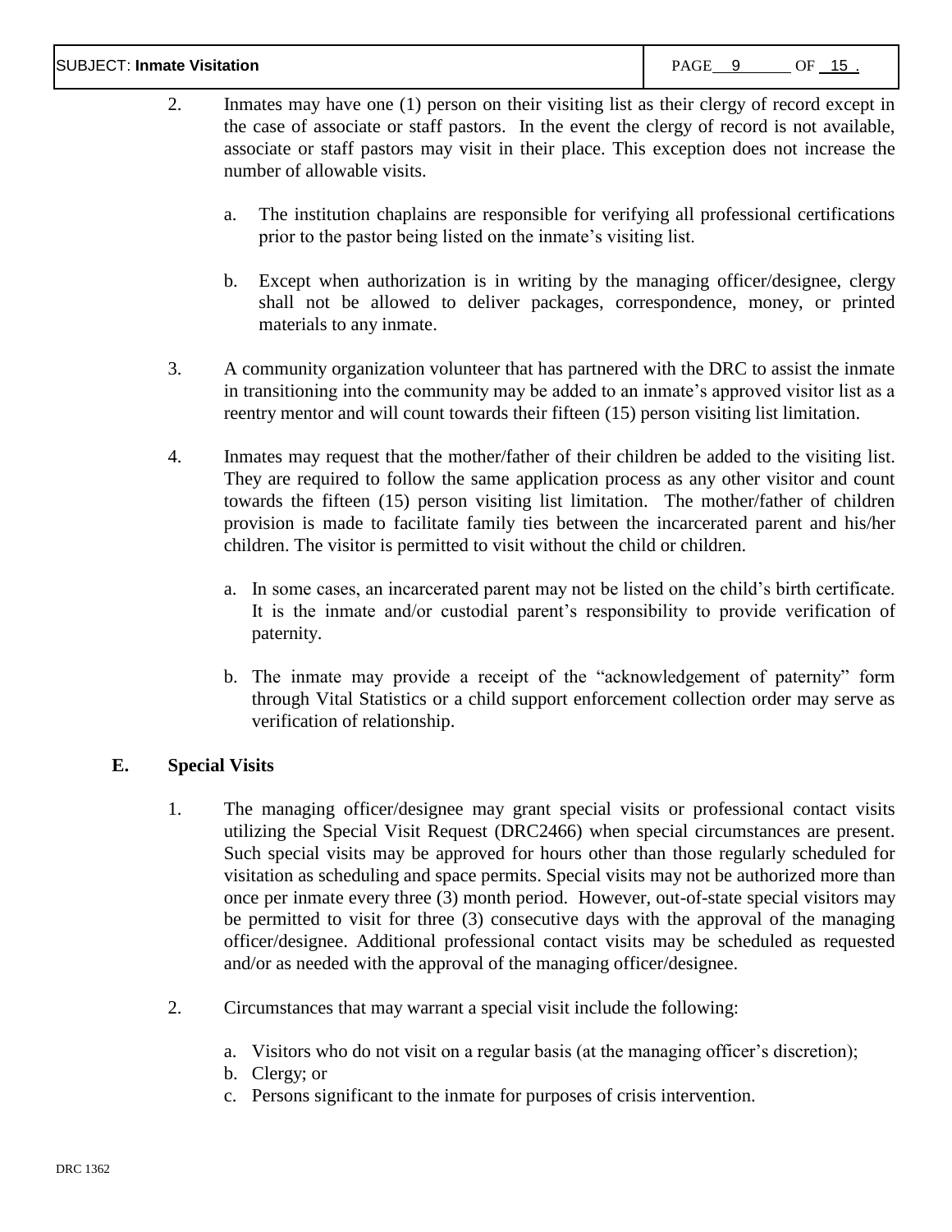2. Inmates may have one (1) person on their visiting list as their clergy of record except in the case of associate or staff pastors. In the event the clergy of record is not available, associate or staff pastors may visit in their place. This exception does not increase the number of allowable visits.

   a. The institution chaplains are responsible for verifying all professional certifications prior to the pastor being listed on the inmate's visiting list.

   b. Except when authorization is in writing by the managing officer/designee, clergy shall not be allowed to deliver packages, correspondence, money, or printed materials to any inmate.

3. A community organization volunteer that has partnered with the DRC to assist the inmate in transitioning into the community may be added to an inmate's approved visitor list as a reentry mentor and will count towards their fifteen (15) person visiting list limitation.

4. Inmates may request that the mother/father of their children be added to the visiting list. They are required to follow the same application process as any other visitor and count towards the fifteen (15) person visiting list limitation. The mother/father of children provision is made to facilitate family ties between the incarcerated parent and his/her children. The visitor is permitted to visit without the child or children.

   a. In some cases, an incarcerated parent may not be listed on the child's birth certificate. It is the inmate and/or custodial parent's responsibility to provide verification of paternity.

   b. The inmate may provide a receipt of the "acknowledgement of paternity" form through Vital Statistics or a child support enforcement collection order may serve as verification of relationship.

## E. Special Visits

1. The managing officer/designee may grant special visits or professional contact visits utilizing the Special Visit Request (DRC2466) when special circumstances are present. Such special visits may be approved for hours other than those regularly scheduled for visitation as scheduling and space permits. Special visits may not be authorized more than once per inmate every three (3) month period. However, out-of-state special visitors may be permitted to visit for three (3) consecutive days with the approval of the managing officer/designee. Additional professional contact visits may be scheduled as requested and/or as needed with the approval of the managing officer/designee.

2. Circumstances that may warrant a special visit include the following:

   a. Visitors who do not visit on a regular basis (at the managing officer's discretion);
   b. Clergy; or
   c. Persons significant to the inmate for purposes of crisis intervention.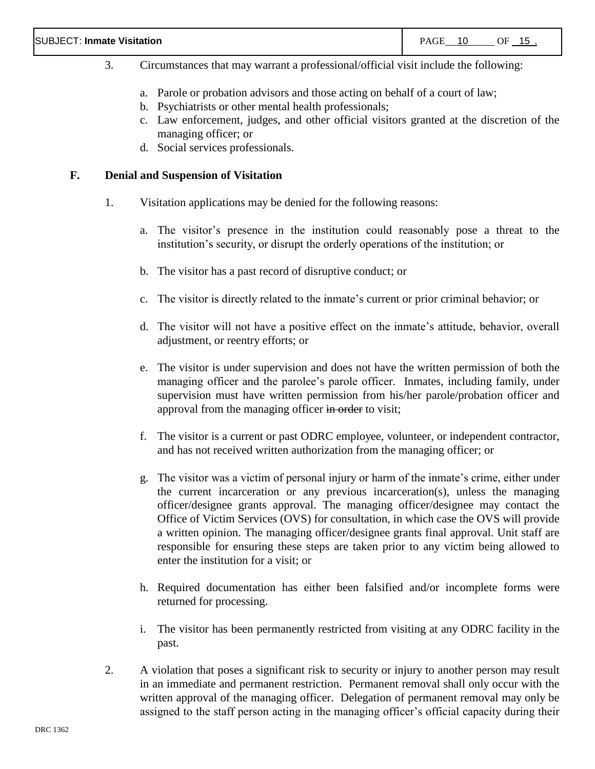3. Circumstances that may warrant a professional/official visit include the following:

    a. Parole or probation advisors and those acting on behalf of a court of law;
    b. Psychiatrists or other mental health professionals;
    c. Law enforcement, judges, and other official visitors granted at the discretion of the managing officer; or
    d. Social services professionals.

**F. Denial and Suspension of Visitation**

1. Visitation applications may be denied for the following reasons:

    a. The visitor's presence in the institution could reasonably pose a threat to the institution's security, or disrupt the orderly operations of the institution; or

    b. The visitor has a past record of disruptive conduct; or

    c. The visitor is directly related to the inmate's current or prior criminal behavior; or

    d. The visitor will not have a positive effect on the inmate's attitude, behavior, overall adjustment, or reentry efforts; or

    e. The visitor is under supervision and does not have the written permission of both the managing officer and the parolee's parole officer. Inmates, including family, under supervision must have written permission from his/her parole/probation officer and approval from the managing officer ~~in order~~ to visit;

    f. The visitor is a current or past ODRC employee, volunteer, or independent contractor, and has not received written authorization from the managing officer; or

    g. The visitor was a victim of personal injury or harm of the inmate's crime, either under the current incarceration or any previous incarceration(s), unless the managing officer/designee grants approval. The managing officer/designee may contact the Office of Victim Services (OVS) for consultation, in which case the OVS will provide a written opinion. The managing officer/designee grants final approval. Unit staff are responsible for ensuring these steps are taken prior to any victim being allowed to enter the institution for a visit; or

    h. Required documentation has either been falsified and/or incomplete forms were returned for processing.

    i. The visitor has been permanently restricted from visiting at any ODRC facility in the past.

2. A violation that poses a significant risk to security or injury to another person may result in an immediate and permanent restriction. Permanent removal shall only occur with the written approval of the managing officer. Delegation of permanent removal may only be assigned to the staff person acting in the managing officer's official capacity during their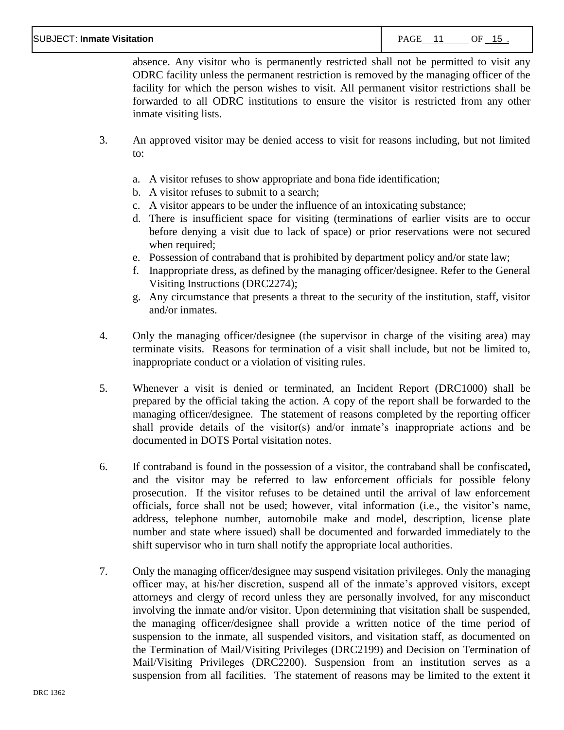absence. Any visitor who is permanently restricted shall not be permitted to visit any ODRC facility unless the permanent restriction is removed by the managing officer of the facility for which the person wishes to visit. All permanent visitor restrictions shall be forwarded to all ODRC institutions to ensure the visitor is restricted from any other inmate visiting lists.

3. An approved visitor may be denied access to visit for reasons including, but not limited to:

   a. A visitor refuses to show appropriate and bona fide identification;
   b. A visitor refuses to submit to a search;
   c. A visitor appears to be under the influence of an intoxicating substance;
   d. There is insufficient space for visiting (terminations of earlier visits are to occur before denying a visit due to lack of space) or prior reservations were not secured when required;
   e. Possession of contraband that is prohibited by department policy and/or state law;
   f. Inappropriate dress, as defined by the managing officer/designee. Refer to the General Visiting Instructions (DRC2274);
   g. Any circumstance that presents a threat to the security of the institution, staff, visitor and/or inmates.

4. Only the managing officer/designee (the supervisor in charge of the visiting area) may terminate visits. Reasons for termination of a visit shall include, but not be limited to, inappropriate conduct or a violation of visiting rules.

5. Whenever a visit is denied or terminated, an Incident Report (DRC1000) shall be prepared by the official taking the action. A copy of the report shall be forwarded to the managing officer/designee. The statement of reasons completed by the reporting officer shall provide details of the visitor(s) and/or inmate's inappropriate actions and be documented in DOTS Portal visitation notes.

6. If contraband is found in the possession of a visitor, the contraband shall be confiscated**,** and the visitor may be referred to law enforcement officials for possible felony prosecution. If the visitor refuses to be detained until the arrival of law enforcement officials, force shall not be used; however, vital information (i.e., the visitor's name, address, telephone number, automobile make and model, description, license plate number and state where issued) shall be documented and forwarded immediately to the shift supervisor who in turn shall notify the appropriate local authorities.

7. Only the managing officer/designee may suspend visitation privileges. Only the managing officer may, at his/her discretion, suspend all of the inmate's approved visitors, except attorneys and clergy of record unless they are personally involved, for any misconduct involving the inmate and/or visitor. Upon determining that visitation shall be suspended, the managing officer/designee shall provide a written notice of the time period of suspension to the inmate, all suspended visitors, and visitation staff, as documented on the Termination of Mail/Visiting Privileges (DRC2199) and Decision on Termination of Mail/Visiting Privileges (DRC2200). Suspension from an institution serves as a suspension from all facilities. The statement of reasons may be limited to the extent it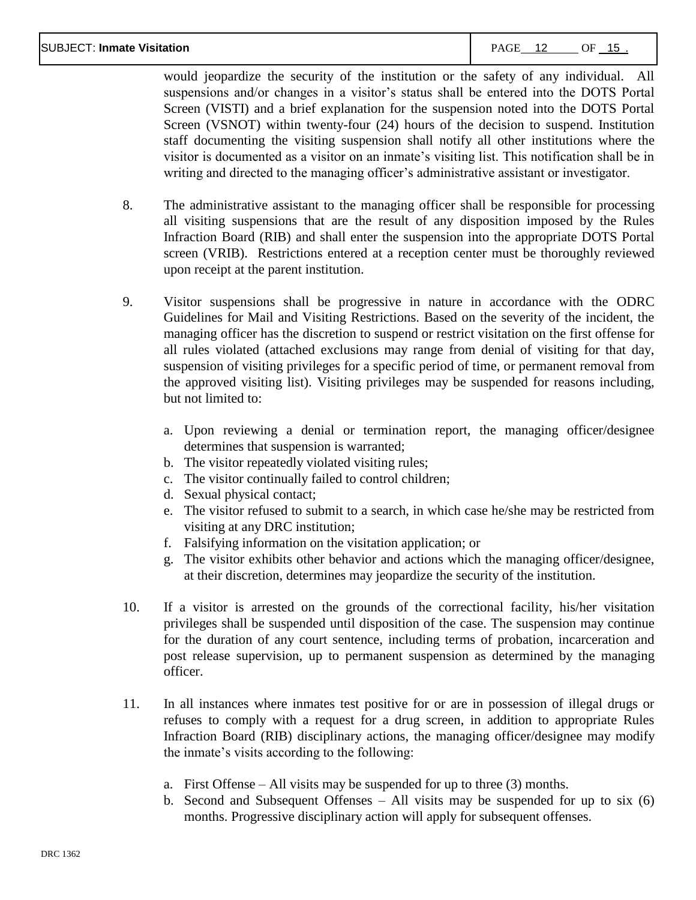would jeopardize the security of the institution or the safety of any individual. All suspensions and/or changes in a visitor's status shall be entered into the DOTS Portal Screen (VISTI) and a brief explanation for the suspension noted into the DOTS Portal Screen (VSNOT) within twenty-four (24) hours of the decision to suspend. Institution staff documenting the visiting suspension shall notify all other institutions where the visitor is documented as a visitor on an inmate's visiting list. This notification shall be in writing and directed to the managing officer's administrative assistant or investigator.

8. The administrative assistant to the managing officer shall be responsible for processing all visiting suspensions that are the result of any disposition imposed by the Rules Infraction Board (RIB) and shall enter the suspension into the appropriate DOTS Portal screen (VRIB). Restrictions entered at a reception center must be thoroughly reviewed upon receipt at the parent institution.

9. Visitor suspensions shall be progressive in nature in accordance with the ODRC Guidelines for Mail and Visiting Restrictions. Based on the severity of the incident, the managing officer has the discretion to suspend or restrict visitation on the first offense for all rules violated (attached exclusions may range from denial of visiting for that day, suspension of visiting privileges for a specific period of time, or permanent removal from the approved visiting list). Visiting privileges may be suspended for reasons including, but not limited to:

   a. Upon reviewing a denial or termination report, the managing officer/designee determines that suspension is warranted;
   b. The visitor repeatedly violated visiting rules;
   c. The visitor continually failed to control children;
   d. Sexual physical contact;
   e. The visitor refused to submit to a search, in which case he/she may be restricted from visiting at any DRC institution;
   f. Falsifying information on the visitation application; or
   g. The visitor exhibits other behavior and actions which the managing officer/designee, at their discretion, determines may jeopardize the security of the institution.

10. If a visitor is arrested on the grounds of the correctional facility, his/her visitation privileges shall be suspended until disposition of the case. The suspension may continue for the duration of any court sentence, including terms of probation, incarceration and post release supervision, up to permanent suspension as determined by the managing officer.

11. In all instances where inmates test positive for or are in possession of illegal drugs or refuses to comply with a request for a drug screen, in addition to appropriate Rules Infraction Board (RIB) disciplinary actions, the managing officer/designee may modify the inmate's visits according to the following:

   a. First Offense – All visits may be suspended for up to three (3) months.
   b. Second and Subsequent Offenses – All visits may be suspended for up to six (6) months. Progressive disciplinary action will apply for subsequent offenses.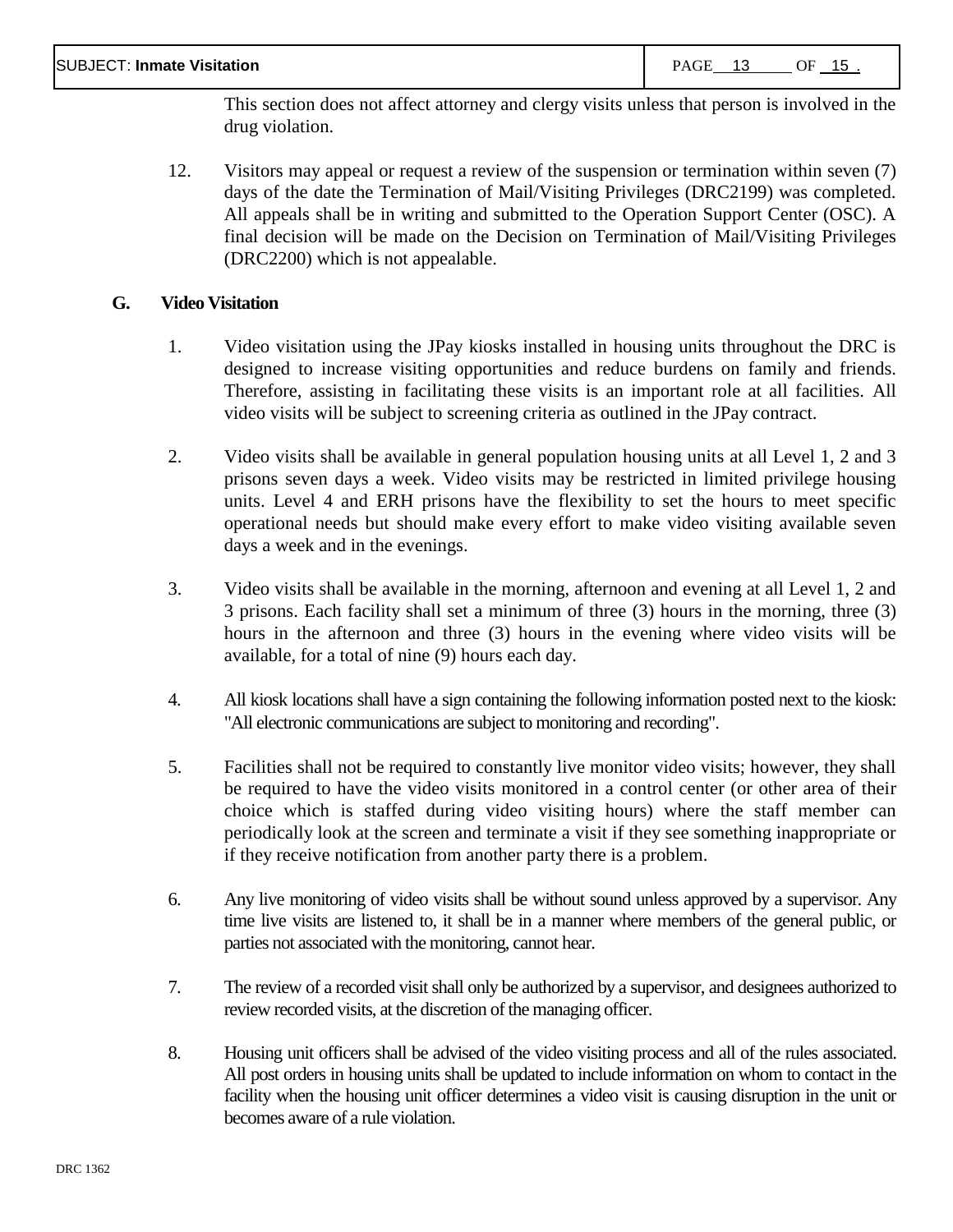This section does not affect attorney and clergy visits unless that person is involved in the drug violation.

12. Visitors may appeal or request a review of the suspension or termination within seven (7) days of the date the Termination of Mail/Visiting Privileges (DRC2199) was completed. All appeals shall be in writing and submitted to the Operation Support Center (OSC). A final decision will be made on the Decision on Termination of Mail/Visiting Privileges (DRC2200) which is not appealable.

**G. Video Visitation**

1. Video visitation using the JPay kiosks installed in housing units throughout the DRC is designed to increase visiting opportunities and reduce burdens on family and friends. Therefore, assisting in facilitating these visits is an important role at all facilities. All video visits will be subject to screening criteria as outlined in the JPay contract.

2. Video visits shall be available in general population housing units at all Level 1, 2 and 3 prisons seven days a week. Video visits may be restricted in limited privilege housing units. Level 4 and ERH prisons have the flexibility to set the hours to meet specific operational needs but should make every effort to make video visiting available seven days a week and in the evenings.

3. Video visits shall be available in the morning, afternoon and evening at all Level 1, 2 and 3 prisons. Each facility shall set a minimum of three (3) hours in the morning, three (3) hours in the afternoon and three (3) hours in the evening where video visits will be available, for a total of nine (9) hours each day.

4. All kiosk locations shall have a sign containing the following information posted next to the kiosk: "All electronic communications are subject to monitoring and recording".

5. Facilities shall not be required to constantly live monitor video visits; however, they shall be required to have the video visits monitored in a control center (or other area of their choice which is staffed during video visiting hours) where the staff member can periodically look at the screen and terminate a visit if they see something inappropriate or if they receive notification from another party there is a problem.

6. Any live monitoring of video visits shall be without sound unless approved by a supervisor. Any time live visits are listened to, it shall be in a manner where members of the general public, or parties not associated with the monitoring, cannot hear.

7. The review of a recorded visit shall only be authorized by a supervisor, and designees authorized to review recorded visits, at the discretion of the managing officer.

8. Housing unit officers shall be advised of the video visiting process and all of the rules associated. All post orders in housing units shall be updated to include information on whom to contact in the facility when the housing unit officer determines a video visit is causing disruption in the unit or becomes aware of a rule violation.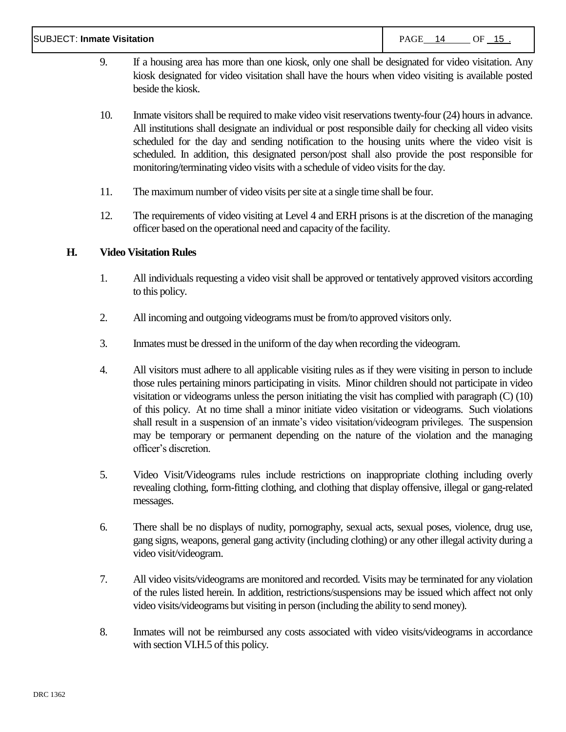9. If a housing area has more than one kiosk, only one shall be designated for video visitation. Any kiosk designated for video visitation shall have the hours when video visiting is available posted beside the kiosk.

10. Inmate visitors shall be required to make video visit reservations twenty-four (24) hours in advance. All institutions shall designate an individual or post responsible daily for checking all video visits scheduled for the day and sending notification to the housing units where the video visit is scheduled. In addition, this designated person/post shall also provide the post responsible for monitoring/terminating video visits with a schedule of video visits for the day.

11. The maximum number of video visits per site at a single time shall be four.

12. The requirements of video visiting at Level 4 and ERH prisons is at the discretion of the managing officer based on the operational need and capacity of the facility.

**H. Video Visitation Rules**

1. All individuals requesting a video visit shall be approved or tentatively approved visitors according to this policy.

2. All incoming and outgoing videograms must be from/to approved visitors only.

3. Inmates must be dressed in the uniform of the day when recording the videogram.

4. All visitors must adhere to all applicable visiting rules as if they were visiting in person to include those rules pertaining minors participating in visits. Minor children should not participate in video visitation or videograms unless the person initiating the visit has complied with paragraph (C) (10) of this policy. At no time shall a minor initiate video visitation or videograms. Such violations shall result in a suspension of an inmate's video visitation/videogram privileges. The suspension may be temporary or permanent depending on the nature of the violation and the managing officer's discretion.

5. Video Visit/Videograms rules include restrictions on inappropriate clothing including overly revealing clothing, form-fitting clothing, and clothing that display offensive, illegal or gang-related messages.

6. There shall be no displays of nudity, pornography, sexual acts, sexual poses, violence, drug use, gang signs, weapons, general gang activity (including clothing) or any other illegal activity during a video visit/videogram.

7. All video visits/videograms are monitored and recorded. Visits may be terminated for any violation of the rules listed herein. In addition, restrictions/suspensions may be issued which affect not only video visits/videograms but visiting in person (including the ability to send money).

8. Inmates will not be reimbursed any costs associated with video visits/videograms in accordance with section VI.H.5 of this policy.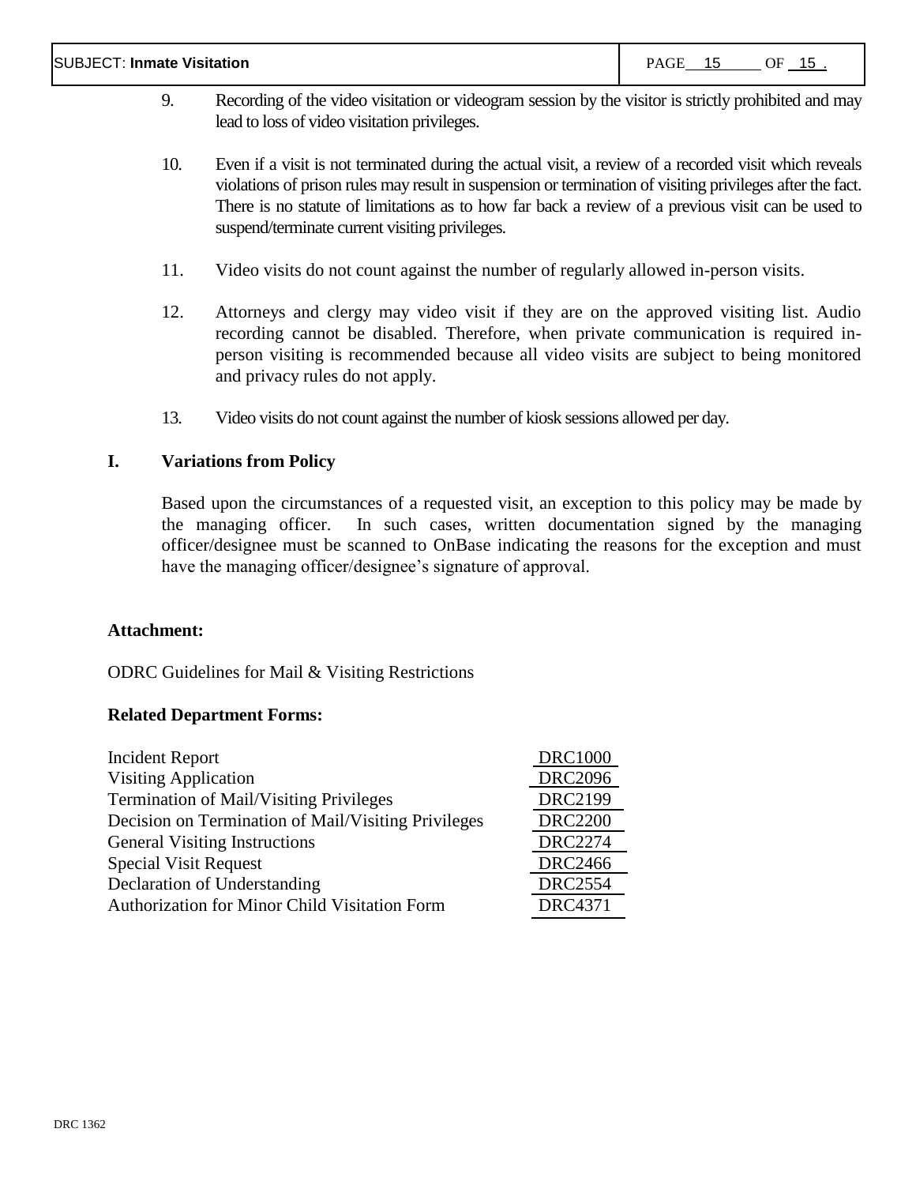9. Recording of the video visitation or videogram session by the visitor is strictly prohibited and may lead to loss of video visitation privileges.

10. Even if a visit is not terminated during the actual visit, a review of a recorded visit which reveals violations of prison rules may result in suspension or termination of visiting privileges after the fact. There is no statute of limitations as to how far back a review of a previous visit can be used to suspend/terminate current visiting privileges.

11. Video visits do not count against the number of regularly allowed in-person visits.

12. Attorneys and clergy may video visit if they are on the approved visiting list. Audio recording cannot be disabled. Therefore, when private communication is required in-person visiting is recommended because all video visits are subject to being monitored and privacy rules do not apply.

13. Video visits do not count against the number of kiosk sessions allowed per day.

## I. Variations from Policy

Based upon the circumstances of a requested visit, an exception to this policy may be made by the managing officer. In such cases, written documentation signed by the managing officer/designee must be scanned to OnBase indicating the reasons for the exception and must have the managing officer/designee's signature of approval.

**Attachment:**

ODRC Guidelines for Mail & Visiting Restrictions

**Related Department Forms:**

| | |
|---|---|
| Incident Report | DRC1000 |
| Visiting Application | DRC2096 |
| Termination of Mail/Visiting Privileges | DRC2199 |
| Decision on Termination of Mail/Visiting Privileges | DRC2200 |
| General Visiting Instructions | DRC2274 |
| Special Visit Request | DRC2466 |
| Declaration of Understanding | DRC2554 |
| Authorization for Minor Child Visitation Form | DRC4371 |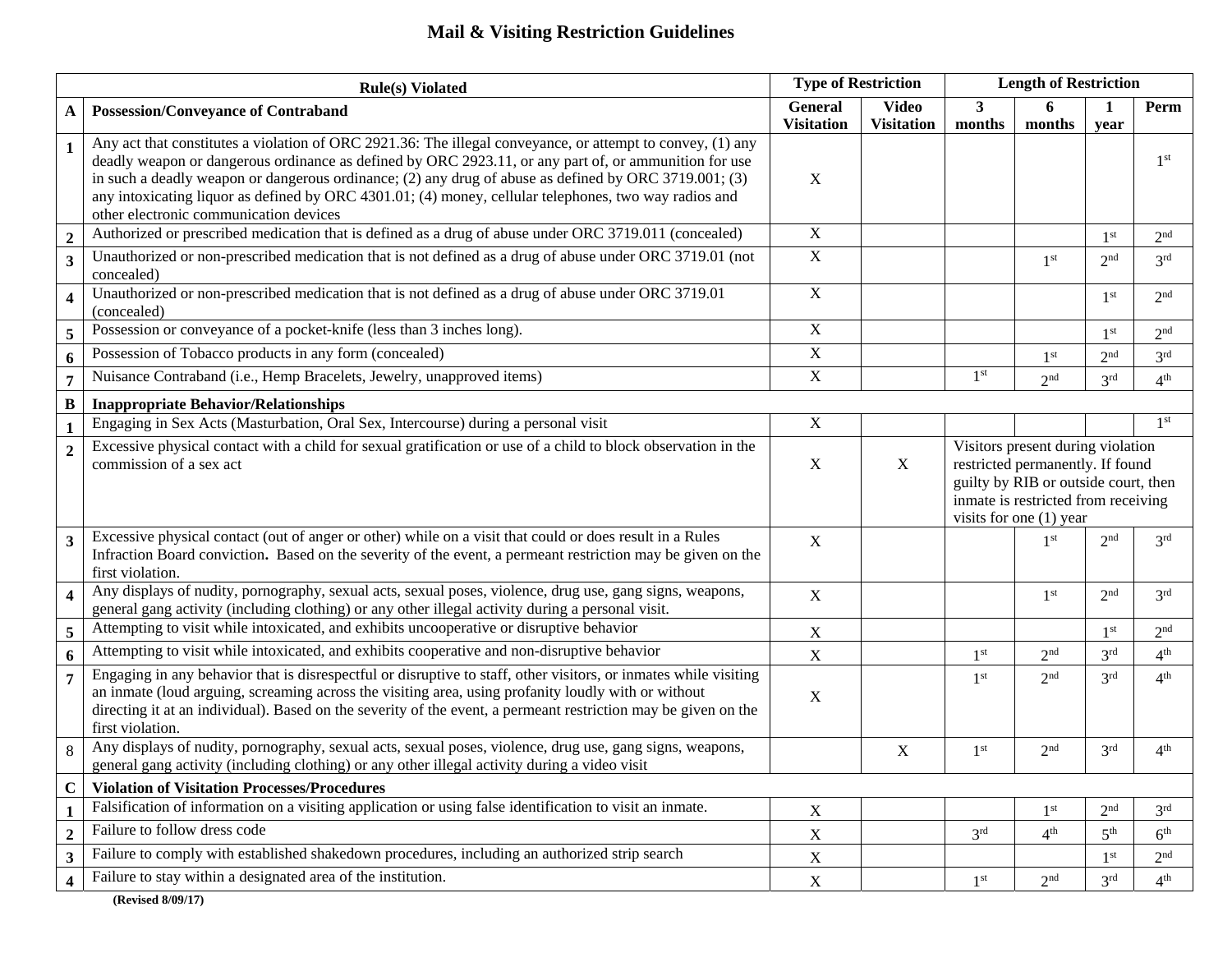# Mail & Visiting Restriction Guidelines

| Rule(s) Violated | | Type of Restriction | | Length of Restriction | | | |
|---|---|---|---|---|---|---|---|
| **A** | **Possession/Conveyance of Contraband** | **General Visitation** | **Video Visitation** | **3 months** | **6 months** | **1 year** | **Perm** |
| **1** | Any act that constitutes a violation of ORC 2921.36: The illegal conveyance, or attempt to convey, (1) any deadly weapon or dangerous ordinance as defined by ORC 2923.11, or any part of, or ammunition for use in such a deadly weapon or dangerous ordinance; (2) any drug of abuse as defined by ORC 3719.001; (3) any intoxicating liquor as defined by ORC 4301.01; (4) money, cellular telephones, two way radios and other electronic communication devices | X | | | | | 1st |
| **2** | Authorized or prescribed medication that is defined as a drug of abuse under ORC 3719.011 (concealed) | X | | | | 1st | 2nd |
| **3** | Unauthorized or non-prescribed medication that is not defined as a drug of abuse under ORC 3719.01 (not concealed) | X | | | 1st | 2nd | 3rd |
| **4** | Unauthorized or non-prescribed medication that is not defined as a drug of abuse under ORC 3719.01 (concealed) | X | | | | 1st | 2nd |
| **5** | Possession or conveyance of a pocket-knife (less than 3 inches long). | X | | | | 1st | 2nd |
| **6** | Possession of Tobacco products in any form (concealed) | X | | | 1st | 2nd | 3rd |
| **7** | Nuisance Contraband (i.e., Hemp Bracelets, Jewelry, unapproved items) | X | | 1st | 2nd | 3rd | 4th |
| **B** | **Inappropriate Behavior/Relationships** | | | | | | |
| **1** | Engaging in Sex Acts (Masturbation, Oral Sex, Intercourse) during a personal visit | X | | | | | 1st |
| **2** | Excessive physical contact with a child for sexual gratification or use of a child to block observation in the commission of a sex act | X | X | Visitors present during violation restricted permanently. If found guilty by RIB or outside court, then inmate is restricted from receiving visits for one (1) year | | | |
| **3** | Excessive physical contact (out of anger or other) while on a visit that could or does result in a Rules Infraction Board conviction**.** Based on the severity of the event, a permeant restriction may be given on the first violation. | X | | | 1st | 2nd | 3rd |
| **4** | Any displays of nudity, pornography, sexual acts, sexual poses, violence, drug use, gang signs, weapons, general gang activity (including clothing) or any other illegal activity during a personal visit. | X | | | 1st | 2nd | 3rd |
| **5** | Attempting to visit while intoxicated, and exhibits uncooperative or disruptive behavior | X | | | | 1st | 2nd |
| **6** | Attempting to visit while intoxicated, and exhibits cooperative and non-disruptive behavior | X | | 1st | 2nd | 3rd | 4th |
| **7** | Engaging in any behavior that is disrespectful or disruptive to staff, other visitors, or inmates while visiting an inmate (loud arguing, screaming across the visiting area, using profanity loudly with or without directing it at an individual). Based on the severity of the event, a permeant restriction may be given on the first violation. | X | | 1st | 2nd | 3rd | 4th |
| 8 | Any displays of nudity, pornography, sexual acts, sexual poses, violence, drug use, gang signs, weapons, general gang activity (including clothing) or any other illegal activity during a video visit | | X | 1st | 2nd | 3rd | 4th |
| **C** | **Violation of Visitation Processes/Procedures** | | | | | | |
| **1** | Falsification of information on a visiting application or using false identification to visit an inmate. | X | | | 1st | 2nd | 3rd |
| **2** | Failure to follow dress code | X | | 3rd | 4th | 5th | 6th |
| **3** | Failure to comply with established shakedown procedures, including an authorized strip search | X | | | | 1st | 2nd |
| **4** | Failure to stay within a designated area of the institution. | X | | 1st | 2nd | 3rd | 4th |

**(Revised 8/09/17)**